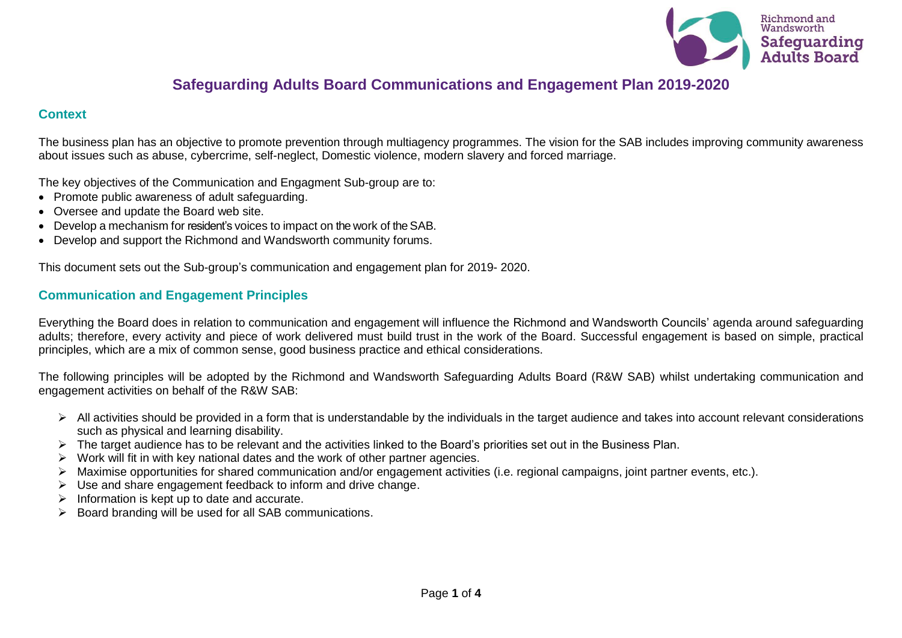# Safeguarding Adults Board Communications and Engagement Plan 2019-2020

## Context

The business plan has an objective to promote prevention through multiagency programmes. The vision for the SAB includes improving community awareness about issues such as abuse, cybercrime, self-neglect, Domestic violence, modern slavery and forced marriage.

The key objectives of the Communication and Engagment Sub-group are to:

- Promote public awareness of adult safeguarding.
- Oversee and update the Board web site.
- Develop a mechanism for resident's voices to impact on the work of the SAB.
- Develop and support the Richmond and Wandsworth community forums.

This document sets out the Sub-group's communication and engagement plan for 2019- 2020.

## Communication and Engagement Principles

Everything the Board does in relation to communication and engagement will influence the Richmond and Wandsworth Councils' agenda around safeguarding adults; therefore, every activity and piece of work delivered must build trust in the work of the Board. Successful engagement is based on simple, practical principles, which are a mix of common sense, good business practice and ethical considerations.

The following principles will be adopted by the Richmond and Wandsworth Safeguarding Adults Board (R&W SAB) whilst undertaking communication and engagement activities on behalf of the R&W SAB:

- All activities should be provided in a form that is understandable by the individuals in the target audience and takes into account relevant considerations such as physical and learning disability.
- The target audience has to be relevant and the activities linked to the Board's priorities set out in the Business Plan.
- Work will fit in with key national dates and the work of other partner agencies.
- Maximise opportunities for shared communication and/or engagement activities (i.e. regional campaigns, joint partner events, etc.).
- Use and share engagement feedback to inform and drive change.
- Information is kept up to date and accurate.
- Board branding will be used for all SAB communications.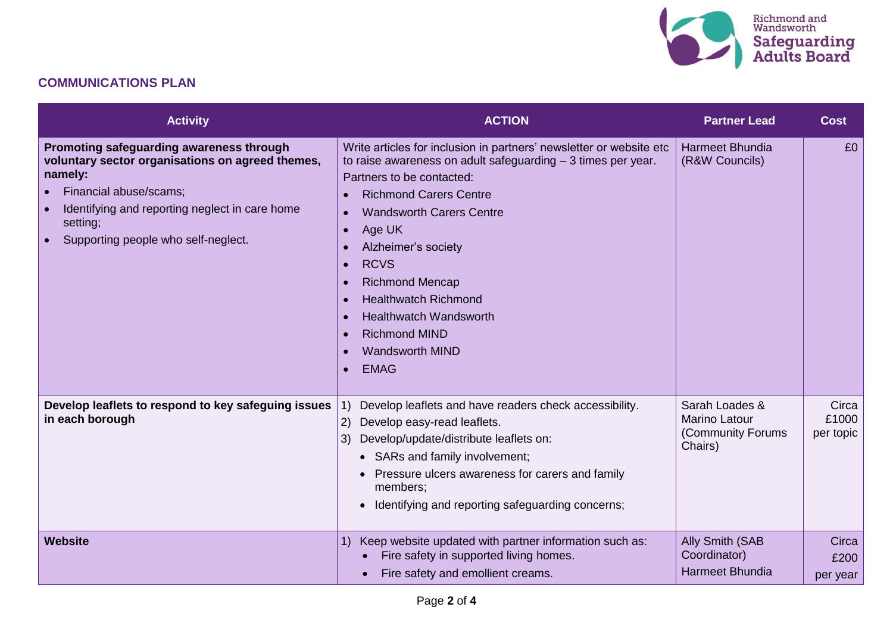## COMMUNICATIONS PLAN

| Activity | ACTION | Partner Lead | Cost |
|---|---|---|---|
| **Promoting safeguarding awareness through voluntary sector organisations on agreed themes, namely:**<br>• Financial abuse/scams;<br>• Identifying and reporting neglect in care home setting;<br>• Supporting people who self-neglect. | Write articles for inclusion in partners' newsletter or website etc to raise awareness on adult safeguarding – 3 times per year.<br>Partners to be contacted:<br>• Richmond Carers Centre<br>• Wandsworth Carers Centre<br>• Age UK<br>• Alzheimer's society<br>• RCVS<br>• Richmond Mencap<br>• Healthwatch Richmond<br>• Healthwatch Wandsworth<br>• Richmond MIND<br>• Wandsworth MIND<br>• EMAG | Harmeet Bhundia (R&W Councils) | £0 |
| **Develop leaflets to respond to key safeguing issues in each borough** | 1) Develop leaflets and have readers check accessibility.<br>2) Develop easy-read leaflets.<br>3) Develop/update/distribute leaflets on:<br>• SARs and family involvement;<br>• Pressure ulcers awareness for carers and family members;<br>• Identifying and reporting safeguarding concerns; | Sarah Loades & Marino Latour (Community Forums Chairs) | Circa £1000 per topic |
| **Website** | 1) Keep website updated with partner information such as:<br>• Fire safety in supported living homes.<br>• Fire safety and emollient creams. | Ally Smith (SAB Coordinator)<br>Harmeet Bhundia | Circa £200 per year |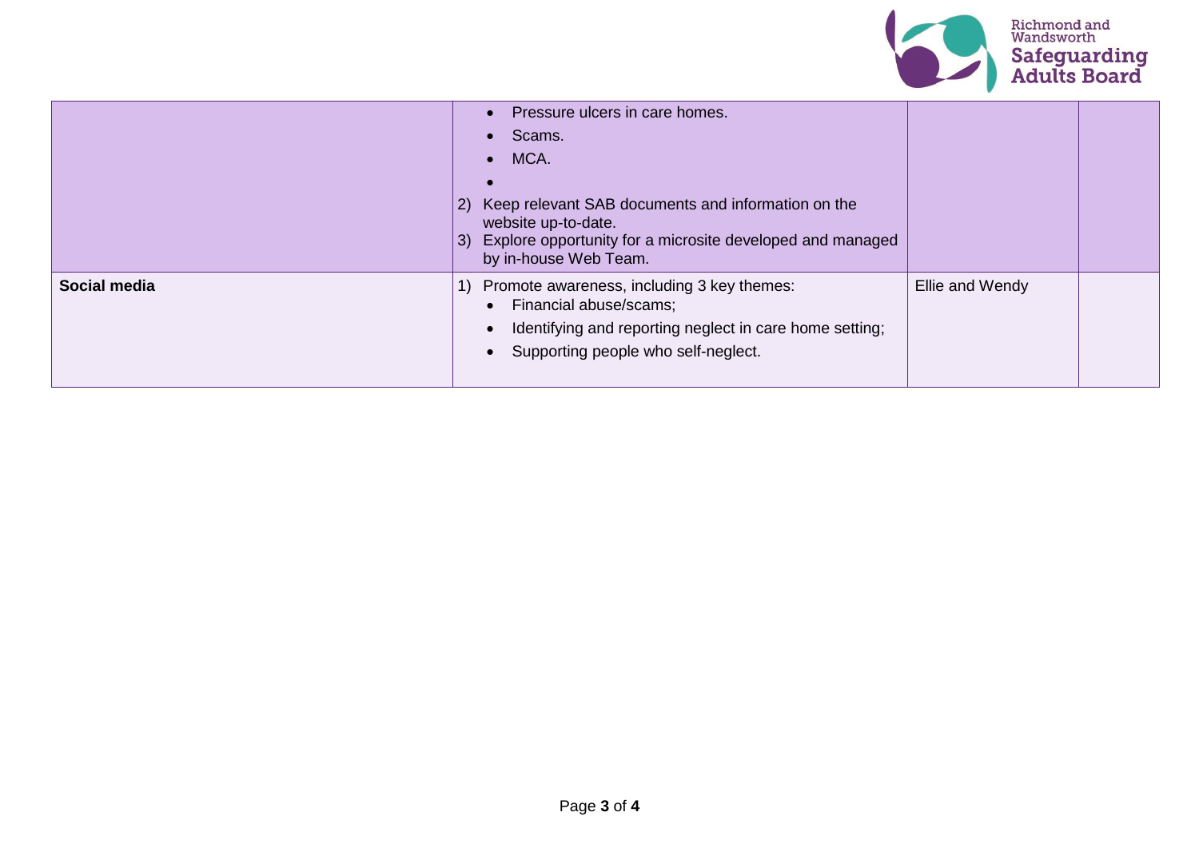| | | | |
|---|---|---|---|
| | • Pressure ulcers in care homes.<br>• Scams.<br>• MCA.<br>•<br>2) Keep relevant SAB documents and information on the website up-to-date.<br>3) Explore opportunity for a microsite developed and managed by in-house Web Team. | | |
| **Social media** | 1) Promote awareness, including 3 key themes:<br>• Financial abuse/scams;<br>• Identifying and reporting neglect in care home setting;<br>• Supporting people who self-neglect. | Ellie and Wendy | |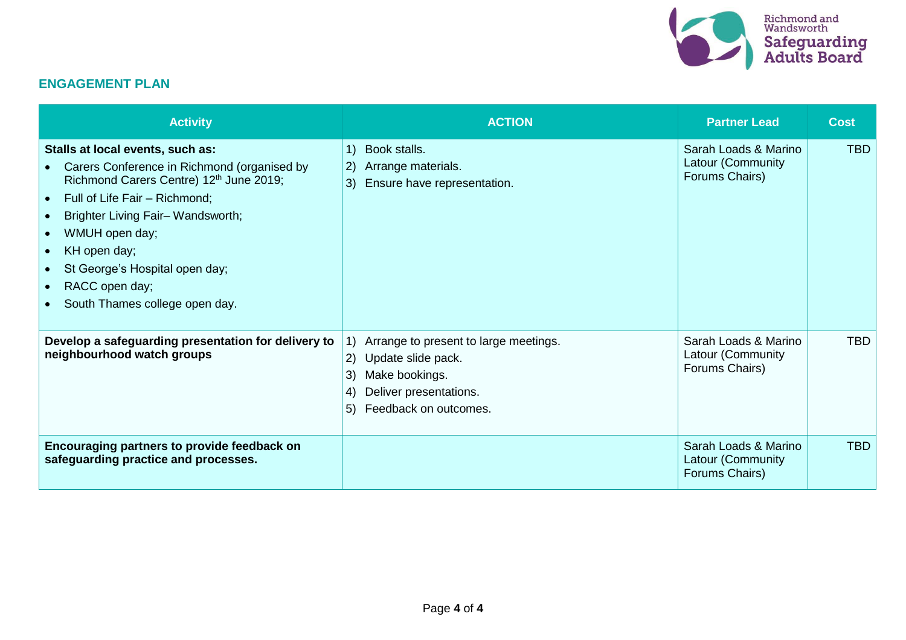## ENGAGEMENT PLAN

| Activity | ACTION | Partner Lead | Cost |
|---|---|---|---|
| **Stalls at local events, such as:**<br>• Carers Conference in Richmond (organised by Richmond Carers Centre) 12th June 2019;<br>• Full of Life Fair – Richmond;<br>• Brighter Living Fair– Wandsworth;<br>• WMUH open day;<br>• KH open day;<br>• St George's Hospital open day;<br>• RACC open day;<br>• South Thames college open day. | 1) Book stalls.<br>2) Arrange materials.<br>3) Ensure have representation. | Sarah Loads & Marino Latour (Community Forums Chairs) | TBD |
| **Develop a safeguarding presentation for delivery to neighbourhood watch groups** | 1) Arrange to present to large meetings.<br>2) Update slide pack.<br>3) Make bookings.<br>4) Deliver presentations.<br>5) Feedback on outcomes. | Sarah Loads & Marino Latour (Community Forums Chairs) | TBD |
| **Encouraging partners to provide feedback on safeguarding practice and processes.** | | Sarah Loads & Marino Latour (Community Forums Chairs) | TBD |